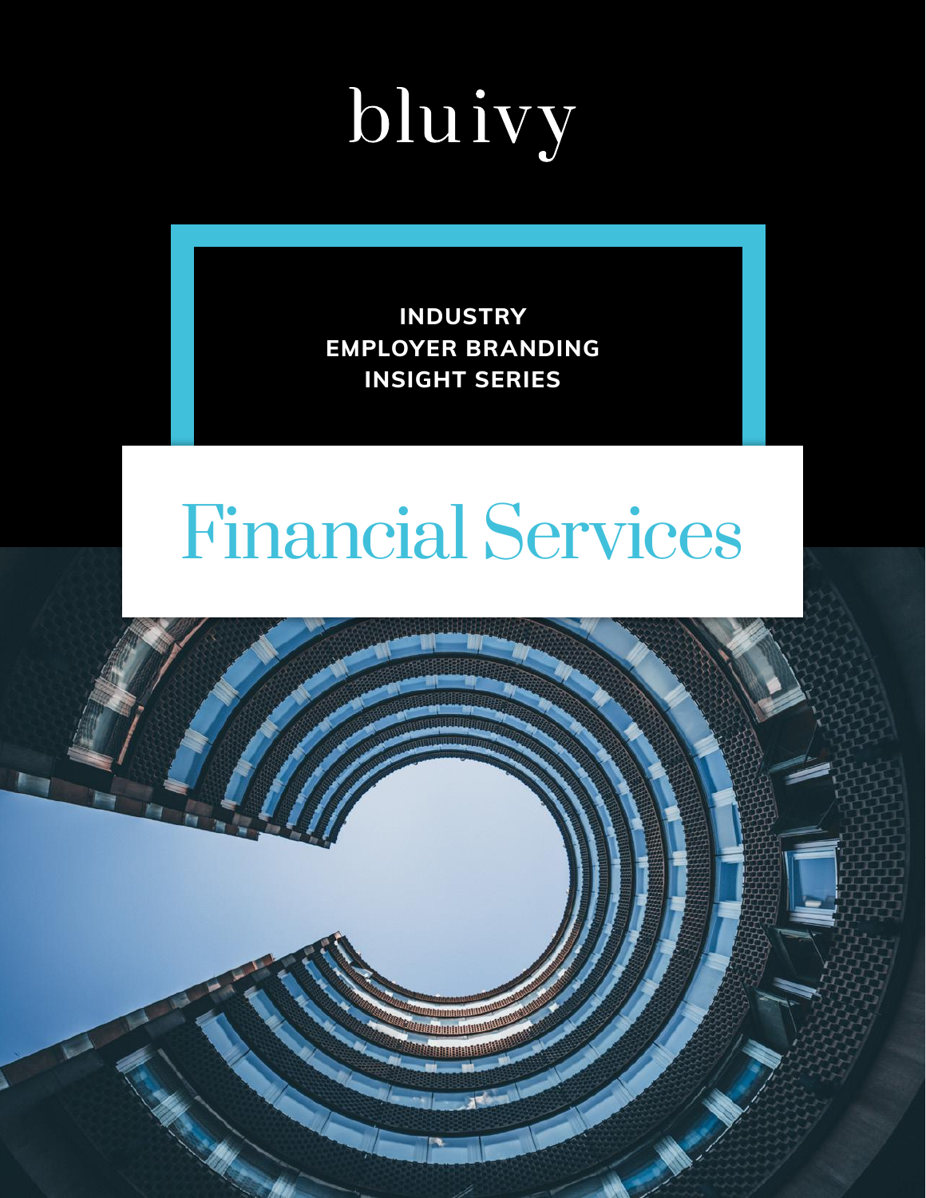bluivy

**INDUSTRY EMPLOYER BRANDING INSIGHT SERIES**

# Financial Services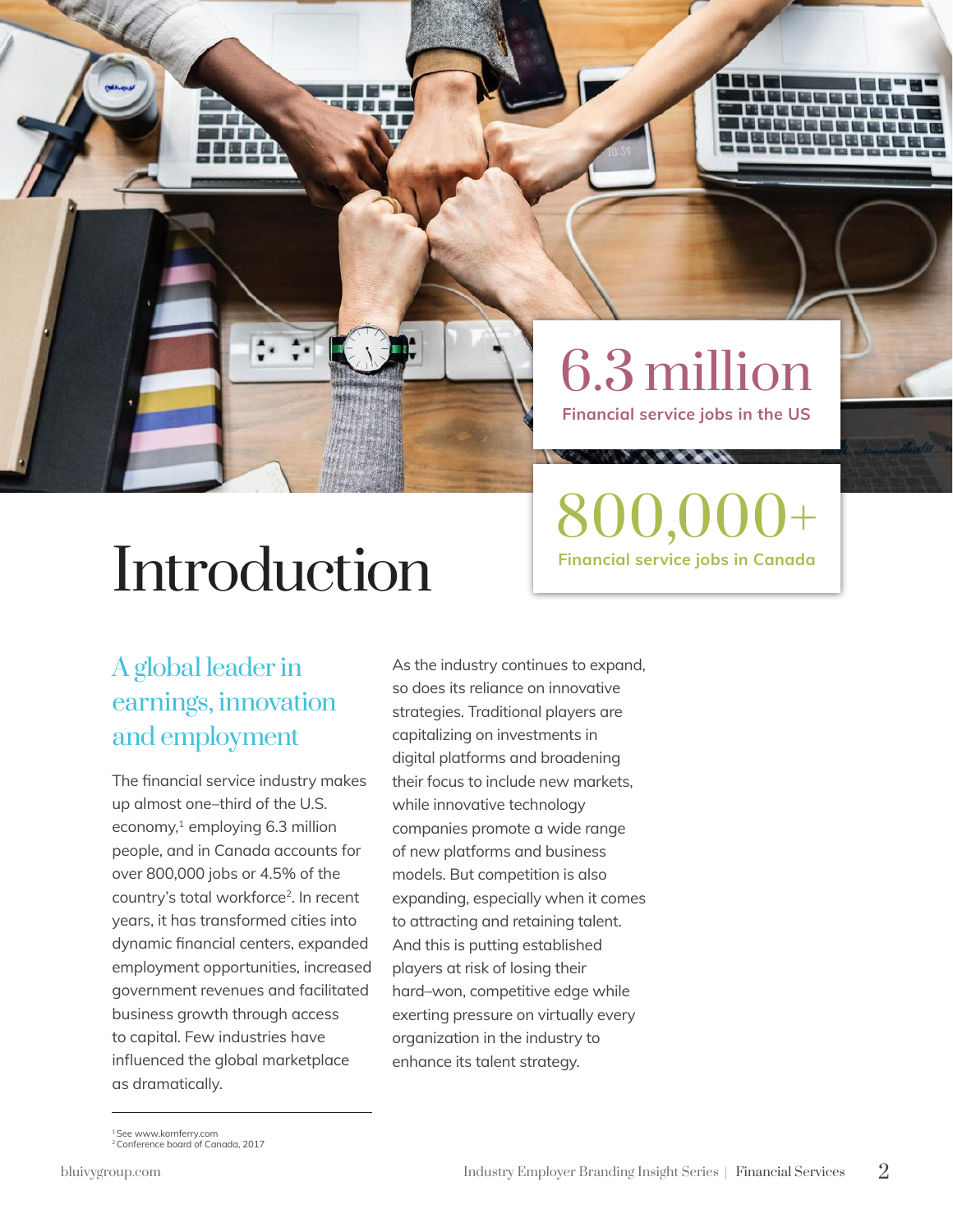# Introduction

**6.3 million**
Financial service jobs in the US

**800,000+**
Financial service jobs in Canada

## A global leader in earnings, innovation and employment

The financial service industry makes up almost one–third of the U.S. economy,[1] employing 6.3 million people, and in Canada accounts for over 800,000 jobs or 4.5% of the country's total workforce[2]. In recent years, it has transformed cities into dynamic financial centers, expanded employment opportunities, increased government revenues and facilitated business growth through access to capital. Few industries have influenced the global marketplace as dramatically.

As the industry continues to expand, so does its reliance on innovative strategies. Traditional players are capitalizing on investments in digital platforms and broadening their focus to include new markets, while innovative technology companies promote a wide range of new platforms and business models. But competition is also expanding, especially when it comes to attracting and retaining talent. And this is putting established players at risk of losing their hard–won, competitive edge while exerting pressure on virtually every organization in the industry to enhance its talent strategy.

---

[1] See www.kornferry.com
[2] Conference board of Canada, 2017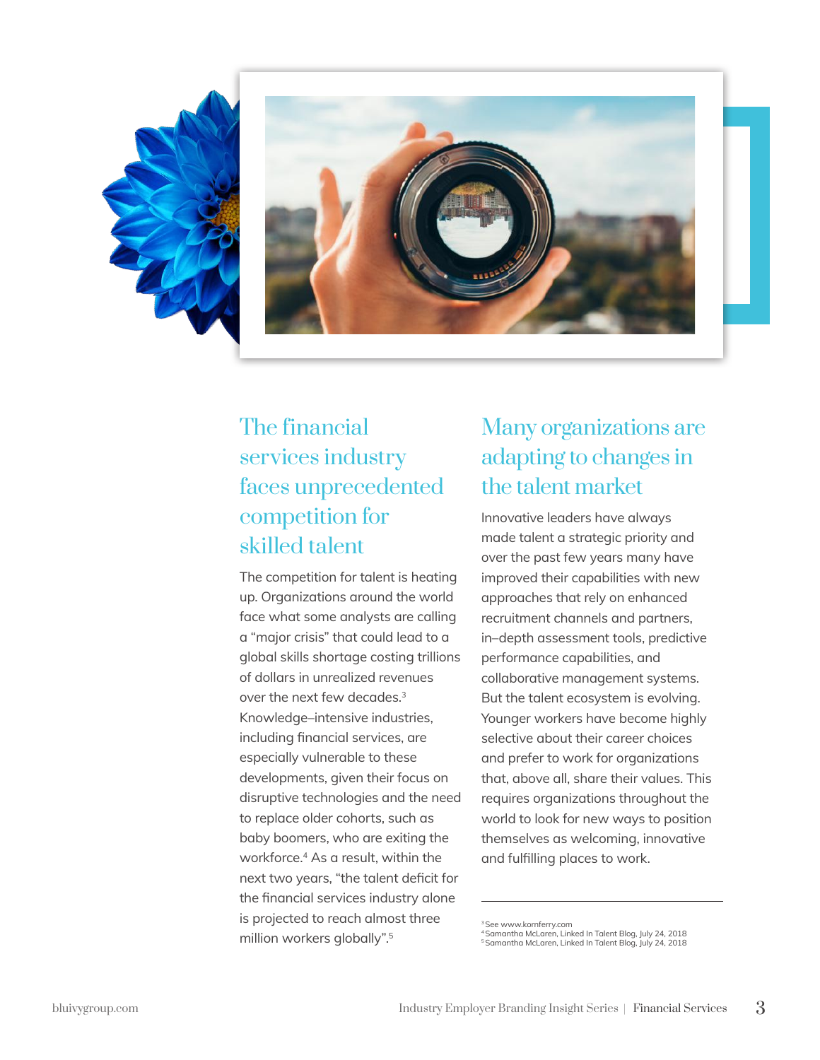## The financial services industry faces unprecedented competition for skilled talent

The competition for talent is heating up. Organizations around the world face what some analysts are calling a "major crisis" that could lead to a global skills shortage costing trillions of dollars in unrealized revenues over the next few decades.[3] Knowledge–intensive industries, including financial services, are especially vulnerable to these developments, given their focus on disruptive technologies and the need to replace older cohorts, such as baby boomers, who are exiting the workforce.[4] As a result, within the next two years, "the talent deficit for the financial services industry alone is projected to reach almost three million workers globally".[5]

## Many organizations are adapting to changes in the talent market

Innovative leaders have always made talent a strategic priority and over the past few years many have improved their capabilities with new approaches that rely on enhanced recruitment channels and partners, in–depth assessment tools, predictive performance capabilities, and collaborative management systems. But the talent ecosystem is evolving. Younger workers have become highly selective about their career choices and prefer to work for organizations that, above all, share their values. This requires organizations throughout the world to look for new ways to position themselves as welcoming, innovative and fulfilling places to work.

---

[3] See www.kornferry.com
[4] Samantha McLaren, Linked In Talent Blog, July 24, 2018
[5] Samantha McLaren, Linked In Talent Blog, July 24, 2018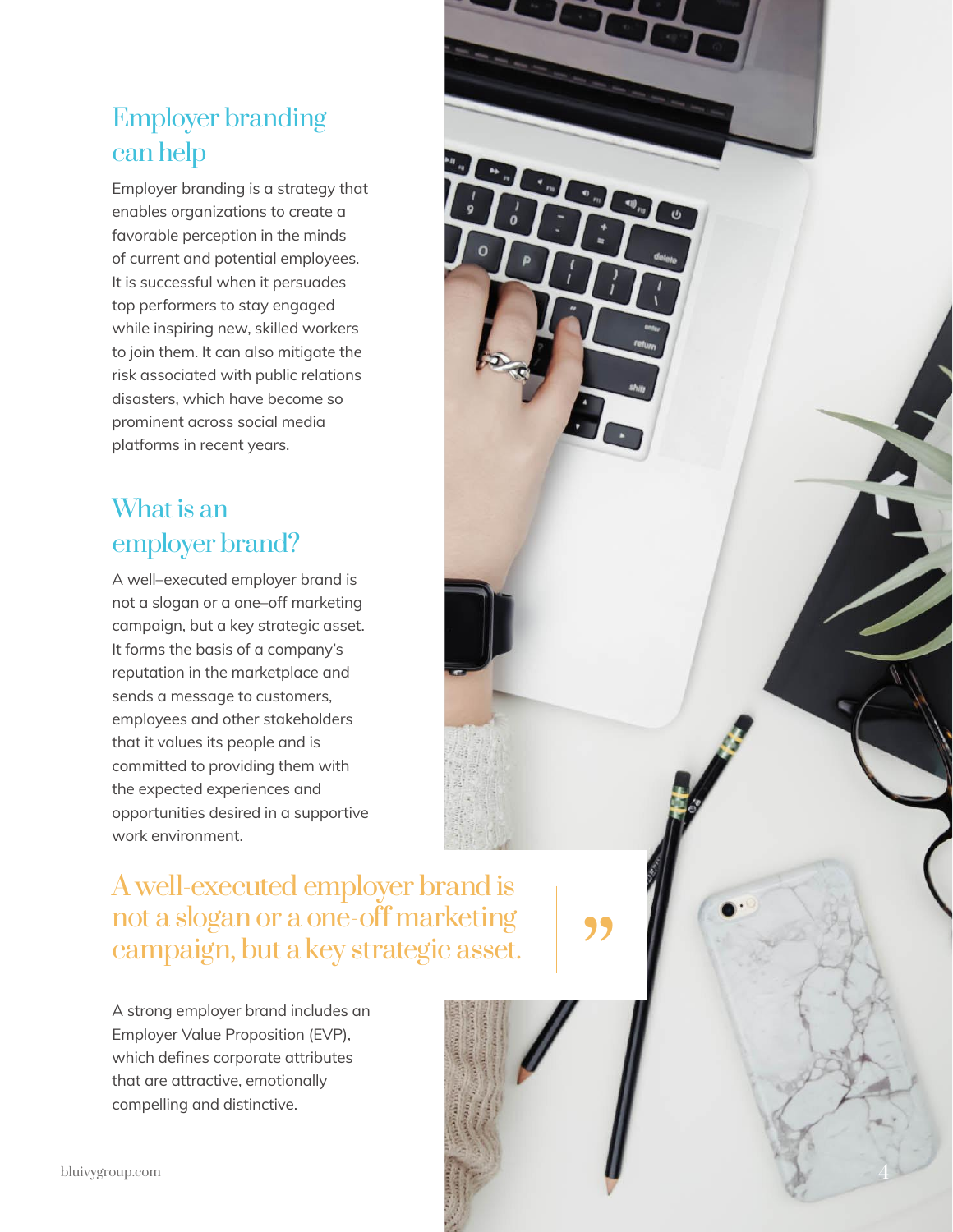## Employer branding can help

Employer branding is a strategy that enables organizations to create a favorable perception in the minds of current and potential employees. It is successful when it persuades top performers to stay engaged while inspiring new, skilled workers to join them. It can also mitigate the risk associated with public relations disasters, which have become so prominent across social media platforms in recent years.

## What is an employer brand?

A well–executed employer brand is not a slogan or a one–off marketing campaign, but a key strategic asset. It forms the basis of a company's reputation in the marketplace and sends a message to customers, employees and other stakeholders that it values its people and is committed to providing them with the expected experiences and opportunities desired in a supportive work environment.

> A well-executed employer brand is not a slogan or a one-off marketing campaign, but a key strategic asset.

A strong employer brand includes an Employer Value Proposition (EVP), which defines corporate attributes that are attractive, emotionally compelling and distinctive.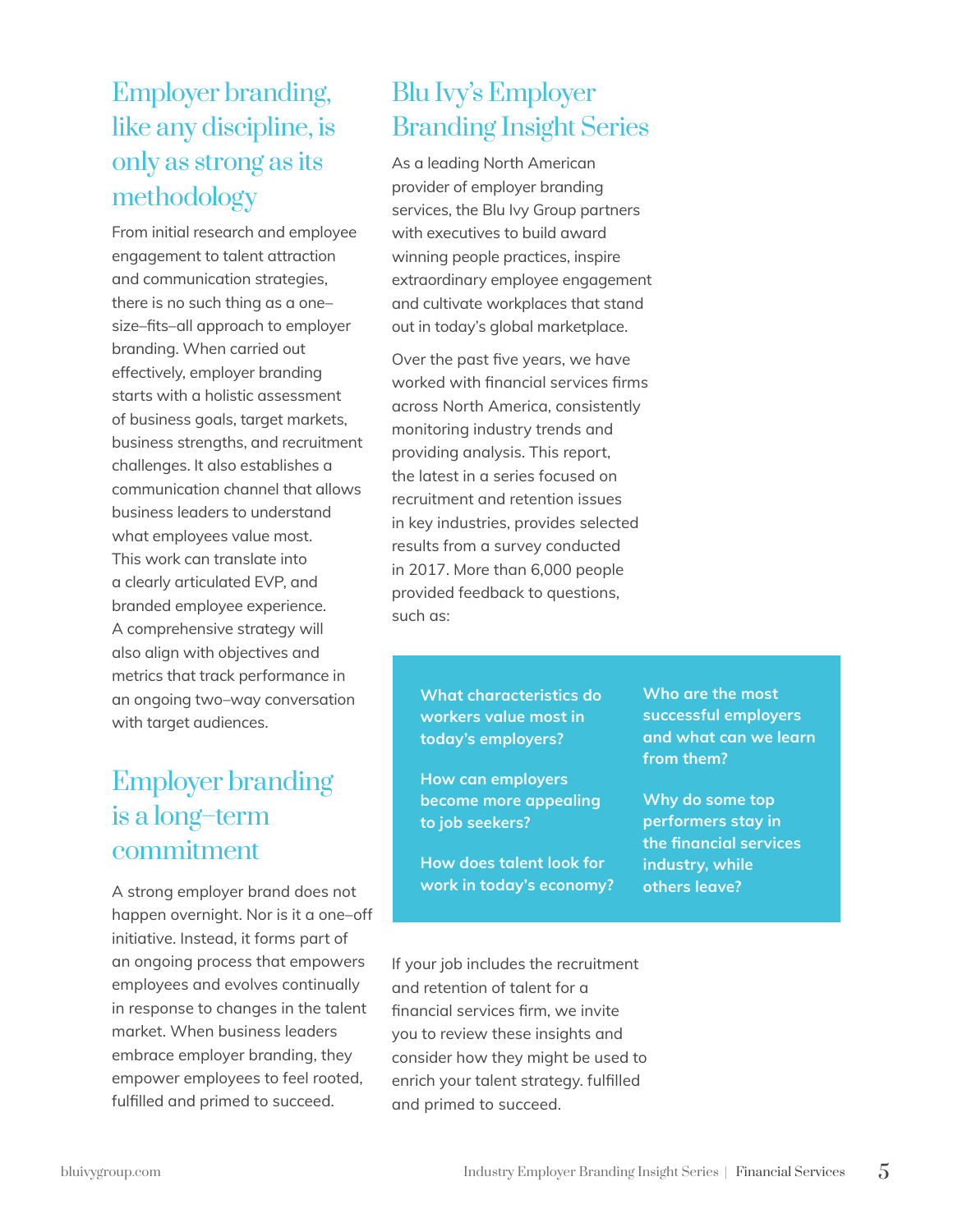## Employer branding, like any discipline, is only as strong as its methodology

From initial research and employee engagement to talent attraction and communication strategies, there is no such thing as a one–size–fits–all approach to employer branding. When carried out effectively, employer branding starts with a holistic assessment of business goals, target markets, business strengths, and recruitment challenges. It also establishes a communication channel that allows business leaders to understand what employees value most. This work can translate into a clearly articulated EVP, and branded employee experience. A comprehensive strategy will also align with objectives and metrics that track performance in an ongoing two–way conversation with target audiences.

## Employer branding is a long–term commitment

A strong employer brand does not happen overnight. Nor is it a one–off initiative. Instead, it forms part of an ongoing process that empowers employees and evolves continually in response to changes in the talent market. When business leaders embrace employer branding, they empower employees to feel rooted, fulfilled and primed to succeed.

## Blu Ivy's Employer Branding Insight Series

As a leading North American provider of employer branding services, the Blu Ivy Group partners with executives to build award winning people practices, inspire extraordinary employee engagement and cultivate workplaces that stand out in today's global marketplace.

Over the past five years, we have worked with financial services firms across North America, consistently monitoring industry trends and providing analysis. This report, the latest in a series focused on recruitment and retention issues in key industries, provides selected results from a survey conducted in 2017. More than 6,000 people provided feedback to questions, such as:

**What characteristics do workers value most in today's employers?**

**How can employers become more appealing to job seekers?**

**How does talent look for work in today's economy?**

**Who are the most successful employers and what can we learn from them?**

**Why do some top performers stay in the financial services industry, while others leave?**

If your job includes the recruitment and retention of talent for a financial services firm, we invite you to review these insights and consider how they might be used to enrich your talent strategy. fulfilled and primed to succeed.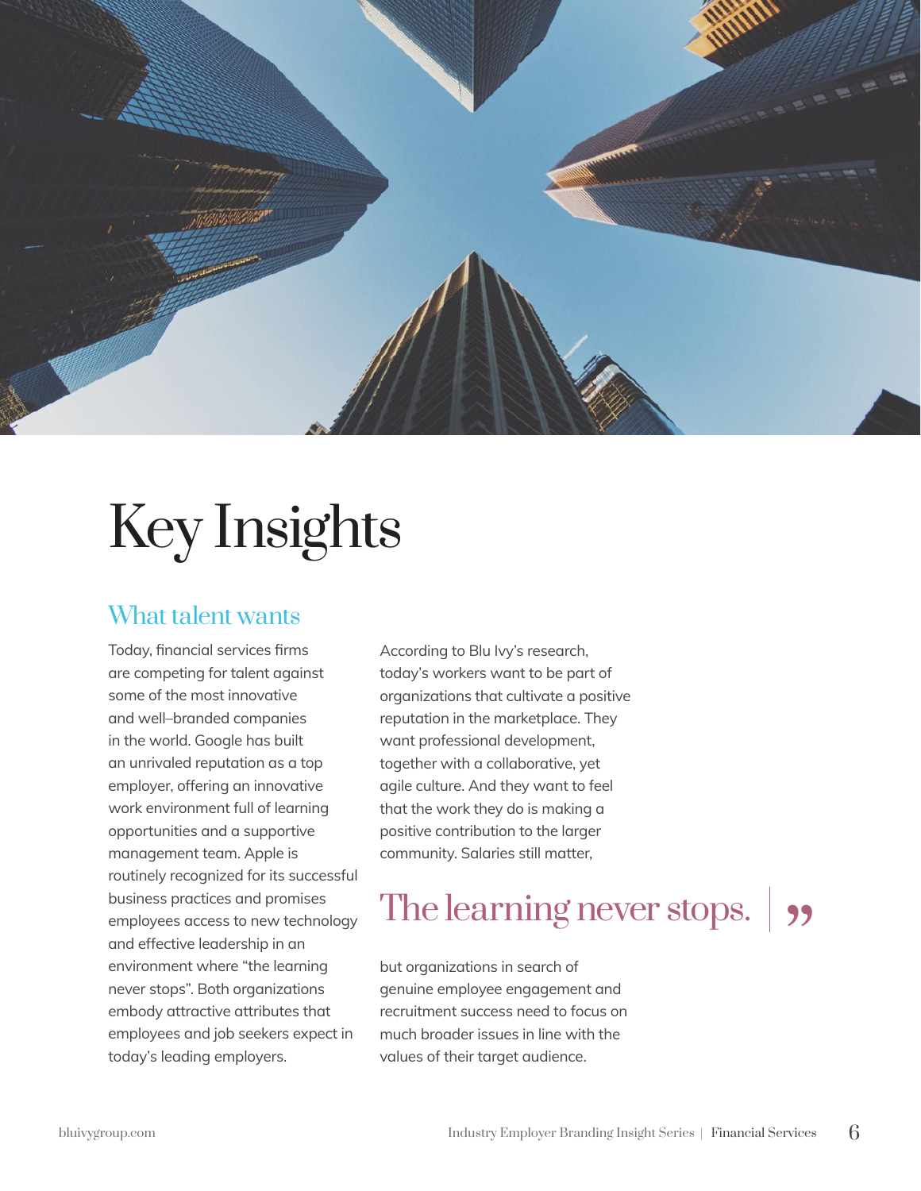# Key Insights

## What talent wants

Today, financial services firms are competing for talent against some of the most innovative and well–branded companies in the world. Google has built an unrivaled reputation as a top employer, offering an innovative work environment full of learning opportunities and a supportive management team. Apple is routinely recognized for its successful business practices and promises employees access to new technology and effective leadership in an environment where "the learning never stops". Both organizations embody attractive attributes that employees and job seekers expect in today's leading employers.

According to Blu Ivy's research, today's workers want to be part of organizations that cultivate a positive reputation in the marketplace. They want professional development, together with a collaborative, yet agile culture. And they want to feel that the work they do is making a positive contribution to the larger community. Salaries still matter, but organizations in search of genuine employee engagement and recruitment success need to focus on much broader issues in line with the values of their target audience.

> The learning never stops. ”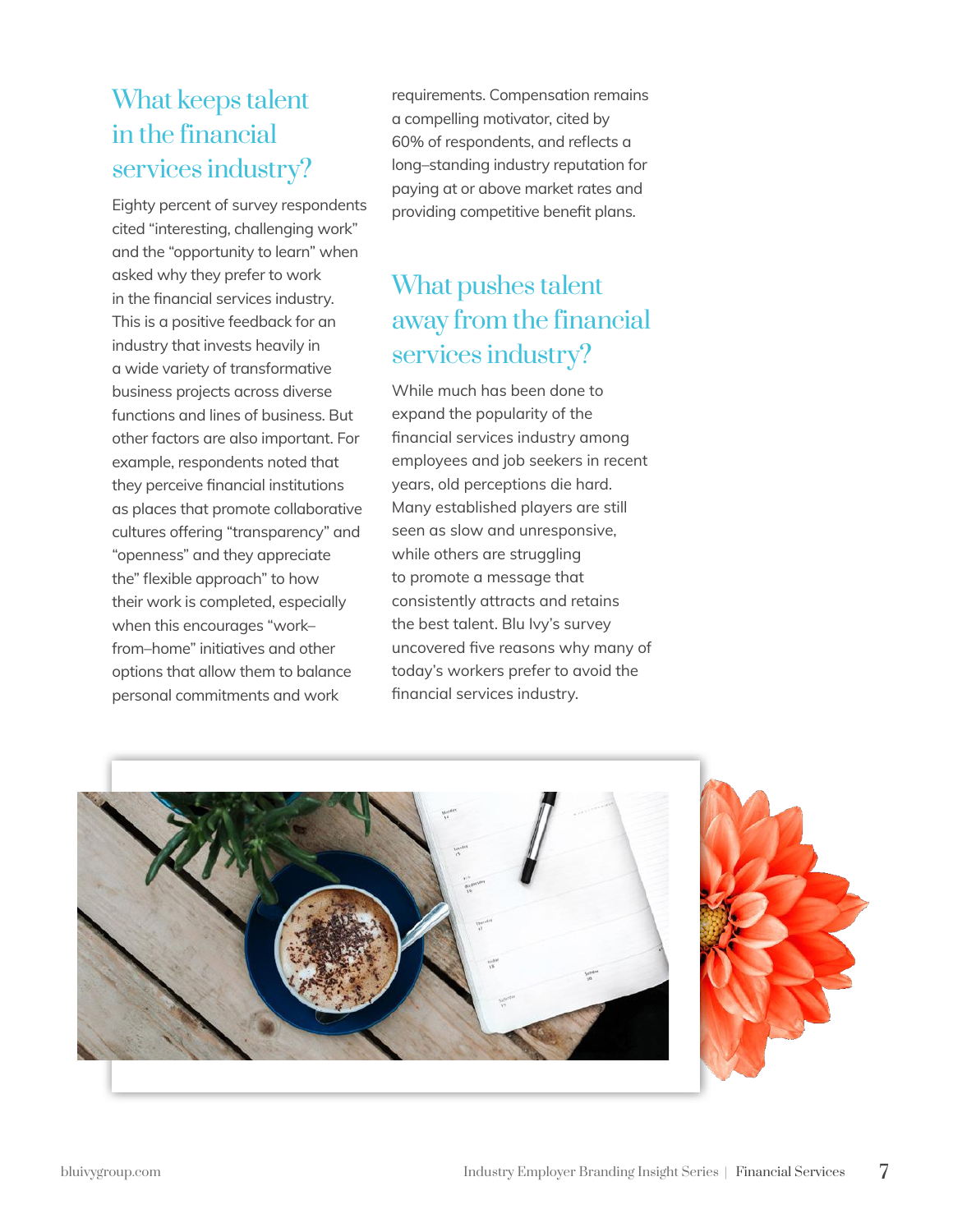## What keeps talent in the financial services industry?

Eighty percent of survey respondents cited "interesting, challenging work" and the "opportunity to learn" when asked why they prefer to work in the financial services industry. This is a positive feedback for an industry that invests heavily in a wide variety of transformative business projects across diverse functions and lines of business. But other factors are also important. For example, respondents noted that they perceive financial institutions as places that promote collaborative cultures offering "transparency" and "openness" and they appreciate the" flexible approach" to how their work is completed, especially when this encourages "work–from–home" initiatives and other options that allow them to balance personal commitments and work requirements. Compensation remains a compelling motivator, cited by 60% of respondents, and reflects a long–standing industry reputation for paying at or above market rates and providing competitive benefit plans.

## What pushes talent away from the financial services industry?

While much has been done to expand the popularity of the financial services industry among employees and job seekers in recent years, old perceptions die hard. Many established players are still seen as slow and unresponsive, while others are struggling to promote a message that consistently attracts and retains the best talent. Blu Ivy's survey uncovered five reasons why many of today's workers prefer to avoid the financial services industry.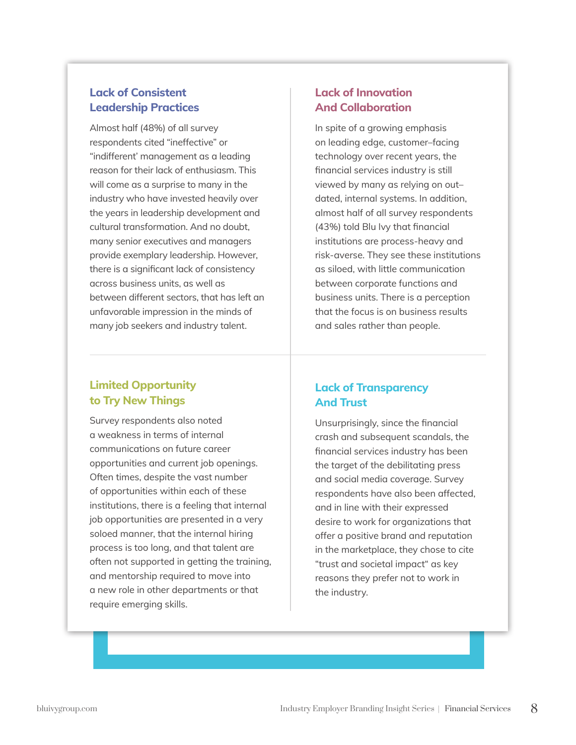### Lack of Consistent Leadership Practices

Almost half (48%) of all survey respondents cited "ineffective" or "indifferent' management as a leading reason for their lack of enthusiasm. This will come as a surprise to many in the industry who have invested heavily over the years in leadership development and cultural transformation. And no doubt, many senior executives and managers provide exemplary leadership. However, there is a significant lack of consistency across business units, as well as between different sectors, that has left an unfavorable impression in the minds of many job seekers and industry talent.

### Lack of Innovation And Collaboration

In spite of a growing emphasis on leading edge, customer–facing technology over recent years, the financial services industry is still viewed by many as relying on out–dated, internal systems. In addition, almost half of all survey respondents (43%) told Blu Ivy that financial institutions are process-heavy and risk-averse. They see these institutions as siloed, with little communication between corporate functions and business units. There is a perception that the focus is on business results and sales rather than people.

### Limited Opportunity to Try New Things

Survey respondents also noted a weakness in terms of internal communications on future career opportunities and current job openings. Often times, despite the vast number of opportunities within each of these institutions, there is a feeling that internal job opportunities are presented in a very soloed manner, that the internal hiring process is too long, and that talent are often not supported in getting the training, and mentorship required to move into a new role in other departments or that require emerging skills.

### Lack of Transparency And Trust

Unsurprisingly, since the financial crash and subsequent scandals, the financial services industry has been the target of the debilitating press and social media coverage. Survey respondents have also been affected, and in line with their expressed desire to work for organizations that offer a positive brand and reputation in the marketplace, they chose to cite "trust and societal impact" as key reasons they prefer not to work in the industry.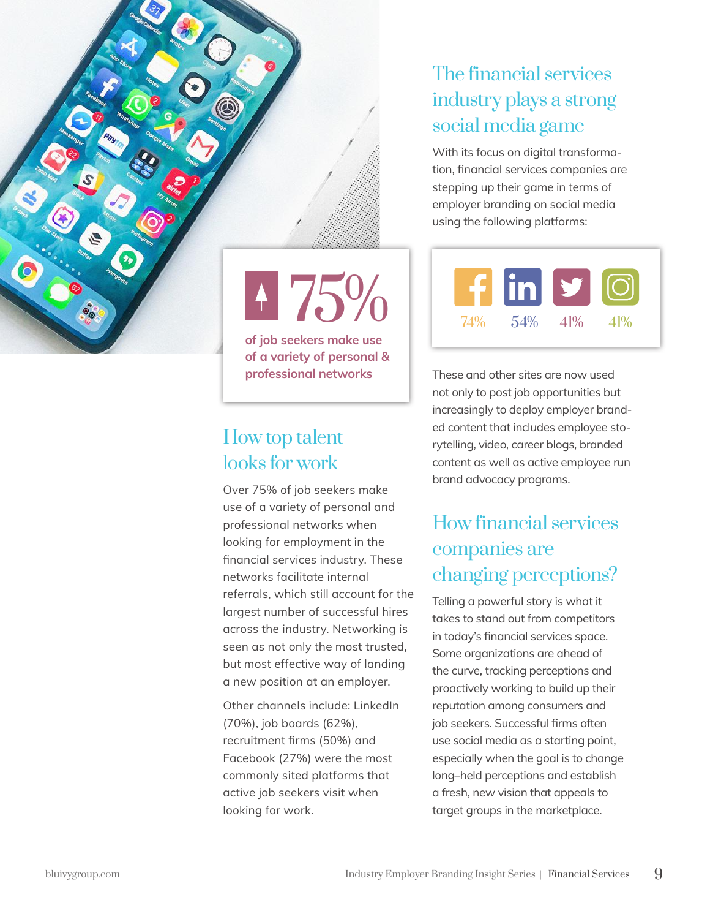## 75%

**of job seekers make use of a variety of personal & professional networks**

## How top talent looks for work

Over 75% of job seekers make use of a variety of personal and professional networks when looking for employment in the financial services industry. These networks facilitate internal referrals, which still account for the largest number of successful hires across the industry. Networking is seen as not only the most trusted, but most effective way of landing a new position at an employer.

Other channels include: LinkedIn (70%), job boards (62%), recruitment firms (50%) and Facebook (27%) were the most commonly sited platforms that active job seekers visit when looking for work.

## The financial services industry plays a strong social media game

With its focus on digital transformation, financial services companies are stepping up their game in terms of employer branding on social media using the following platforms:

| Facebook | LinkedIn | Twitter | Instagram |
|---|---|---|---|
| 74% | 54% | 41% | 41% |

These and other sites are now used not only to post job opportunities but increasingly to deploy employer branded content that includes employee storytelling, video, career blogs, branded content as well as active employee run brand advocacy programs.

## How financial services companies are changing perceptions?

Telling a powerful story is what it takes to stand out from competitors in today's financial services space. Some organizations are ahead of the curve, tracking perceptions and proactively working to build up their reputation among consumers and job seekers. Successful firms often use social media as a starting point, especially when the goal is to change long–held perceptions and establish a fresh, new vision that appeals to target groups in the marketplace.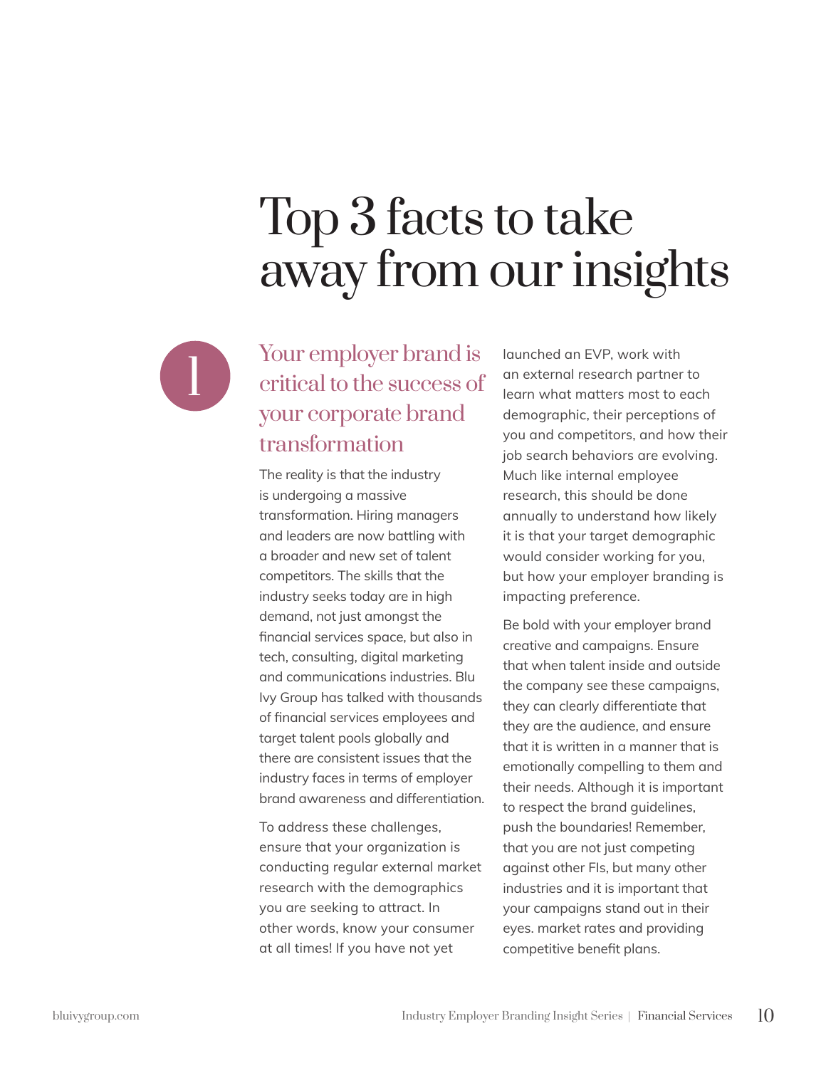# Top 3 facts to take away from our insights

## 1 Your employer brand is critical to the success of your corporate brand transformation

The reality is that the industry is undergoing a massive transformation. Hiring managers and leaders are now battling with a broader and new set of talent competitors. The skills that the industry seeks today are in high demand, not just amongst the financial services space, but also in tech, consulting, digital marketing and communications industries. Blu Ivy Group has talked with thousands of financial services employees and target talent pools globally and there are consistent issues that the industry faces in terms of employer brand awareness and differentiation.

To address these challenges, ensure that your organization is conducting regular external market research with the demographics you are seeking to attract. In other words, know your consumer at all times! If you have not yet launched an EVP, work with an external research partner to learn what matters most to each demographic, their perceptions of you and competitors, and how their job search behaviors are evolving. Much like internal employee research, this should be done annually to understand how likely it is that your target demographic would consider working for you, but how your employer branding is impacting preference.

Be bold with your employer brand creative and campaigns. Ensure that when talent inside and outside the company see these campaigns, they can clearly differentiate that they are the audience, and ensure that it is written in a manner that is emotionally compelling to them and their needs. Although it is important to respect the brand guidelines, push the boundaries! Remember, that you are not just competing against other FIs, but many other industries and it is important that your campaigns stand out in their eyes. market rates and providing competitive benefit plans.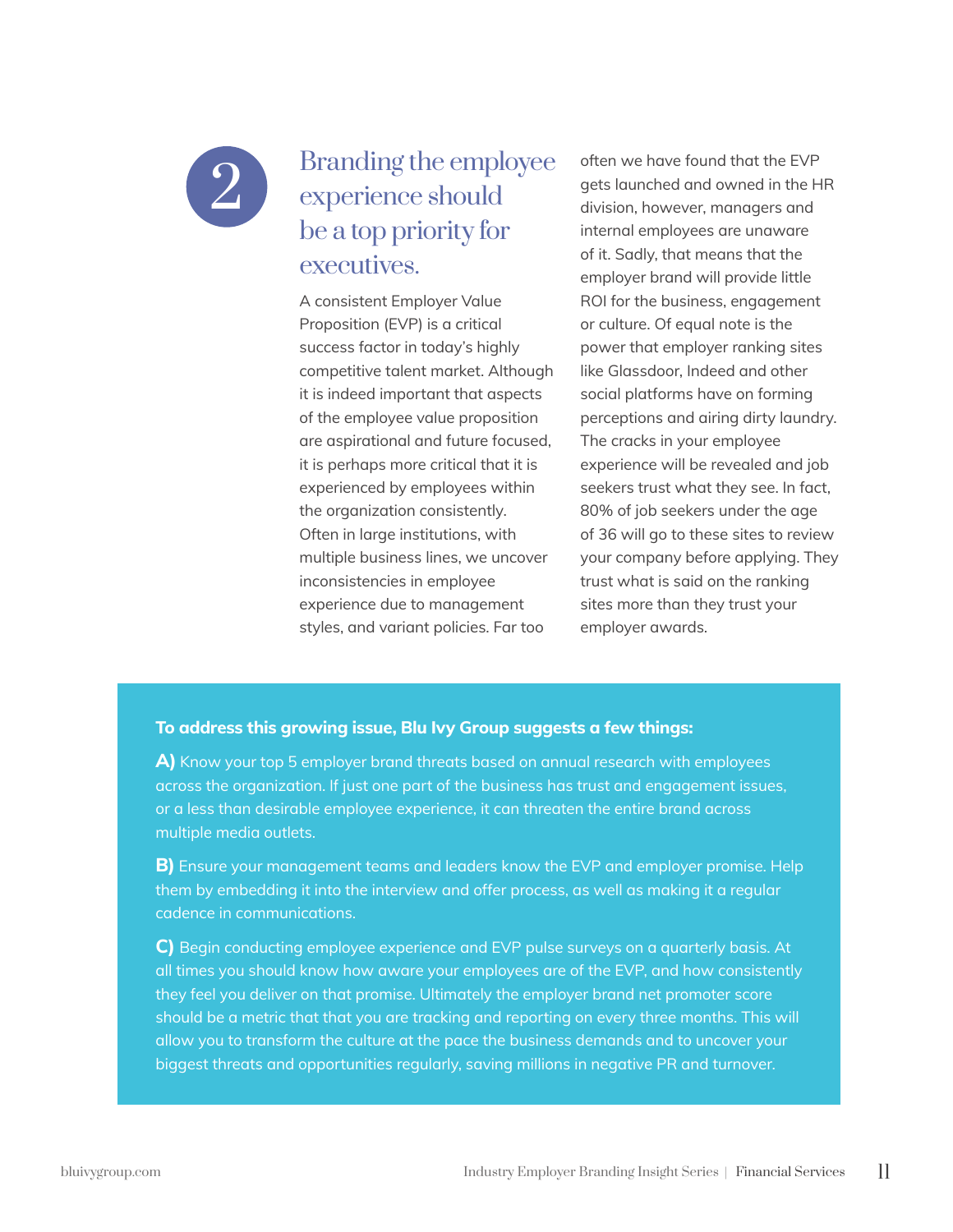## 2 Branding the employee experience should be a top priority for executives.

A consistent Employer Value Proposition (EVP) is a critical success factor in today's highly competitive talent market. Although it is indeed important that aspects of the employee value proposition are aspirational and future focused, it is perhaps more critical that it is experienced by employees within the organization consistently. Often in large institutions, with multiple business lines, we uncover inconsistencies in employee experience due to management styles, and variant policies. Far too often we have found that the EVP gets launched and owned in the HR division, however, managers and internal employees are unaware of it. Sadly, that means that the employer brand will provide little ROI for the business, engagement or culture. Of equal note is the power that employer ranking sites like Glassdoor, Indeed and other social platforms have on forming perceptions and airing dirty laundry. The cracks in your employee experience will be revealed and job seekers trust what they see. In fact, 80% of job seekers under the age of 36 will go to these sites to review your company before applying. They trust what is said on the ranking sites more than they trust your employer awards.

**To address this growing issue, Blu Ivy Group suggests a few things:**

**A)** Know your top 5 employer brand threats based on annual research with employees across the organization. If just one part of the business has trust and engagement issues, or a less than desirable employee experience, it can threaten the entire brand across multiple media outlets.

**B)** Ensure your management teams and leaders know the EVP and employer promise. Help them by embedding it into the interview and offer process, as well as making it a regular cadence in communications.

**C)** Begin conducting employee experience and EVP pulse surveys on a quarterly basis. At all times you should know how aware your employees are of the EVP, and how consistently they feel you deliver on that promise. Ultimately the employer brand net promoter score should be a metric that that you are tracking and reporting on every three months. This will allow you to transform the culture at the pace the business demands and to uncover your biggest threats and opportunities regularly, saving millions in negative PR and turnover.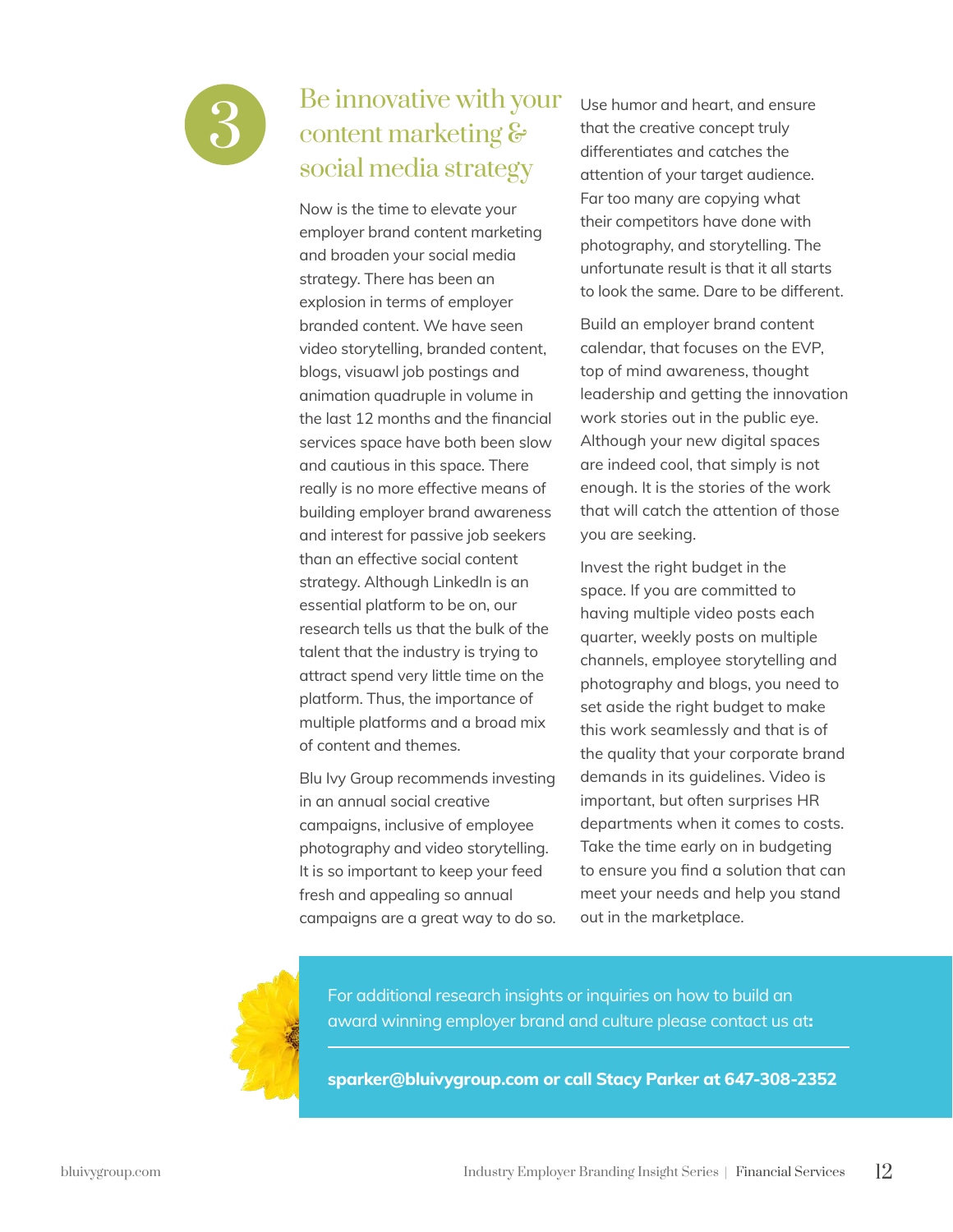## 3 Be innovative with your content marketing & social media strategy

Now is the time to elevate your employer brand content marketing and broaden your social media strategy. There has been an explosion in terms of employer branded content. We have seen video storytelling, branded content, blogs, visuawl job postings and animation quadruple in volume in the last 12 months and the financial services space have both been slow and cautious in this space. There really is no more effective means of building employer brand awareness and interest for passive job seekers than an effective social content strategy. Although LinkedIn is an essential platform to be on, our research tells us that the bulk of the talent that the industry is trying to attract spend very little time on the platform. Thus, the importance of multiple platforms and a broad mix of content and themes.

Blu Ivy Group recommends investing in an annual social creative campaigns, inclusive of employee photography and video storytelling. It is so important to keep your feed fresh and appealing so annual campaigns are a great way to do so.

Use humor and heart, and ensure that the creative concept truly differentiates and catches the attention of your target audience. Far too many are copying what their competitors have done with photography, and storytelling. The unfortunate result is that it all starts to look the same. Dare to be different.

Build an employer brand content calendar, that focuses on the EVP, top of mind awareness, thought leadership and getting the innovation work stories out in the public eye. Although your new digital spaces are indeed cool, that simply is not enough. It is the stories of the work that will catch the attention of those you are seeking.

Invest the right budget in the space. If you are committed to having multiple video posts each quarter, weekly posts on multiple channels, employee storytelling and photography and blogs, you need to set aside the right budget to make this work seamlessly and that is of the quality that your corporate brand demands in its guidelines. Video is important, but often surprises HR departments when it comes to costs. Take the time early on in budgeting to ensure you find a solution that can meet your needs and help you stand out in the marketplace.

For additional research insights or inquiries on how to build an award winning employer brand and culture please contact us at**:**

---

**sparker@bluivygroup.com or call Stacy Parker at 647-308-2352**